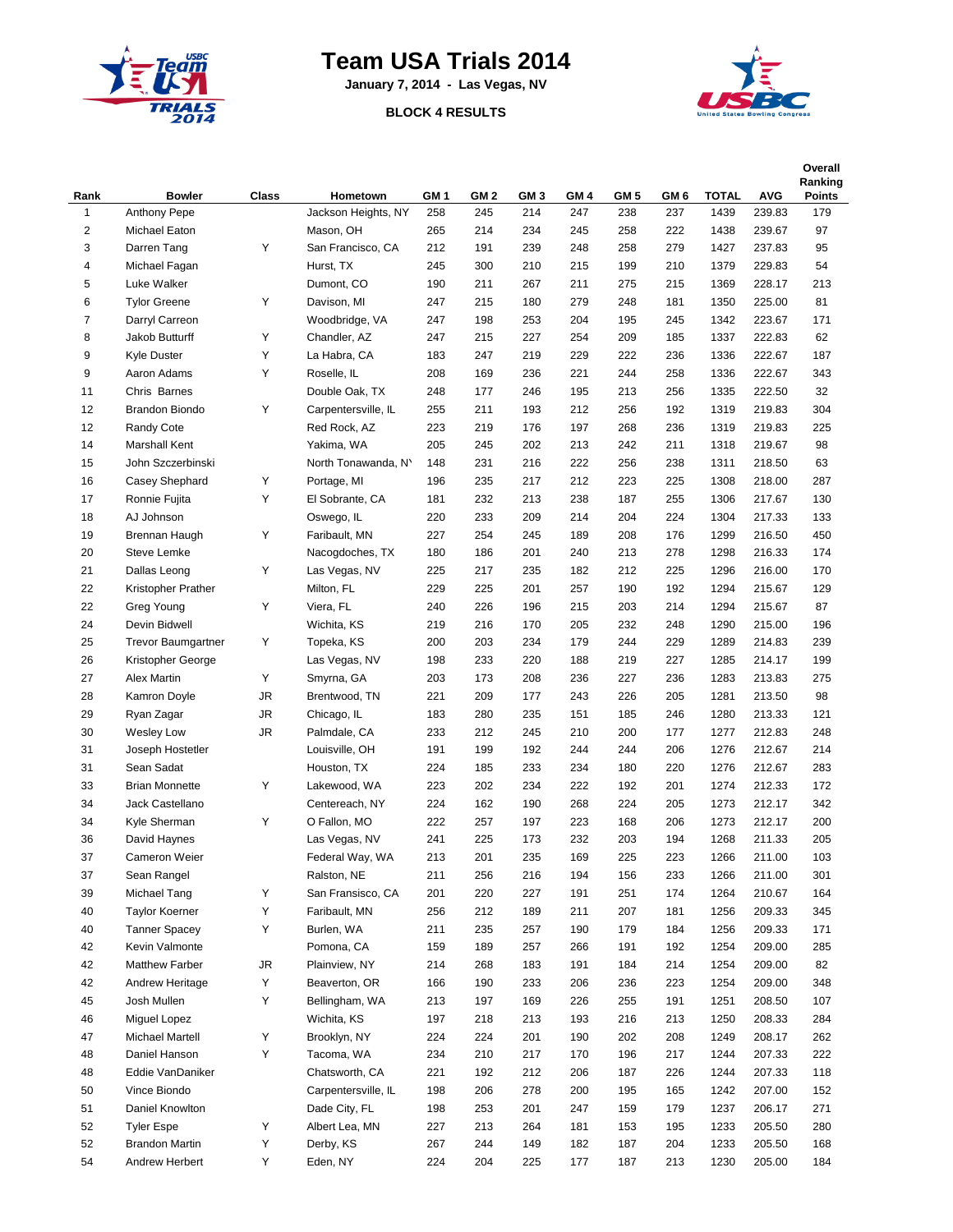# Team USA Trials 2014

**January 7, 2014 - Las Vegas, NV**

**BLOCK 4 RESULTS**

| Rank | Bowler | Class | Hometown | GM 1 | GM 2 | GM 3 | GM 4 | GM 5 | GM 6 | TOTAL | AVG | Overall Ranking Points |
|---|---|---|---|---|---|---|---|---|---|---|---|---|
| 1 | Anthony Pepe | | Jackson Heights, NY | 258 | 245 | 214 | 247 | 238 | 237 | 1439 | 239.83 | 179 |
| 2 | Michael Eaton | | Mason, OH | 265 | 214 | 234 | 245 | 258 | 222 | 1438 | 239.67 | 97 |
| 3 | Darren Tang | Y | San Francisco, CA | 212 | 191 | 239 | 248 | 258 | 279 | 1427 | 237.83 | 95 |
| 4 | Michael Fagan | | Hurst, TX | 245 | 300 | 210 | 215 | 199 | 210 | 1379 | 229.83 | 54 |
| 5 | Luke Walker | | Dumont, CO | 190 | 211 | 267 | 211 | 275 | 215 | 1369 | 228.17 | 213 |
| 6 | Tylor Greene | Y | Davison, MI | 247 | 215 | 180 | 279 | 248 | 181 | 1350 | 225.00 | 81 |
| 7 | Darryl Carreon | | Woodbridge, VA | 247 | 198 | 253 | 204 | 195 | 245 | 1342 | 223.67 | 171 |
| 8 | Jakob Butturff | Y | Chandler, AZ | 247 | 215 | 227 | 254 | 209 | 185 | 1337 | 222.83 | 62 |
| 9 | Kyle Duster | Y | La Habra, CA | 183 | 247 | 219 | 229 | 222 | 236 | 1336 | 222.67 | 187 |
| 9 | Aaron Adams | Y | Roselle, IL | 208 | 169 | 236 | 221 | 244 | 258 | 1336 | 222.67 | 343 |
| 11 | Chris Barnes | | Double Oak, TX | 248 | 177 | 246 | 195 | 213 | 256 | 1335 | 222.50 | 32 |
| 12 | Brandon Biondo | Y | Carpentersville, IL | 255 | 211 | 193 | 212 | 256 | 192 | 1319 | 219.83 | 304 |
| 12 | Randy Cote | | Red Rock, AZ | 223 | 219 | 176 | 197 | 268 | 236 | 1319 | 219.83 | 225 |
| 14 | Marshall Kent | | Yakima, WA | 205 | 245 | 202 | 213 | 242 | 211 | 1318 | 219.67 | 98 |
| 15 | John Szczerbinski | | North Tonawanda, NY | 148 | 231 | 216 | 222 | 256 | 238 | 1311 | 218.50 | 63 |
| 16 | Casey Shephard | Y | Portage, MI | 196 | 235 | 217 | 212 | 223 | 225 | 1308 | 218.00 | 287 |
| 17 | Ronnie Fujita | Y | El Sobrante, CA | 181 | 232 | 213 | 238 | 187 | 255 | 1306 | 217.67 | 130 |
| 18 | AJ Johnson | | Oswego, IL | 220 | 233 | 209 | 214 | 204 | 224 | 1304 | 217.33 | 133 |
| 19 | Brennan Haugh | Y | Faribault, MN | 227 | 254 | 245 | 189 | 208 | 176 | 1299 | 216.50 | 450 |
| 20 | Steve Lemke | | Nacogdoches, TX | 180 | 186 | 201 | 240 | 213 | 278 | 1298 | 216.33 | 174 |
| 21 | Dallas Leong | Y | Las Vegas, NV | 225 | 217 | 235 | 182 | 212 | 225 | 1296 | 216.00 | 170 |
| 22 | Kristopher Prather | | Milton, FL | 229 | 225 | 201 | 257 | 190 | 192 | 1294 | 215.67 | 129 |
| 22 | Greg Young | Y | Viera, FL | 240 | 226 | 196 | 215 | 203 | 214 | 1294 | 215.67 | 87 |
| 24 | Devin Bidwell | | Wichita, KS | 219 | 216 | 170 | 205 | 232 | 248 | 1290 | 215.00 | 196 |
| 25 | Trevor Baumgartner | Y | Topeka, KS | 200 | 203 | 234 | 179 | 244 | 229 | 1289 | 214.83 | 239 |
| 26 | Kristopher George | | Las Vegas, NV | 198 | 233 | 220 | 188 | 219 | 227 | 1285 | 214.17 | 199 |
| 27 | Alex Martin | Y | Smyrna, GA | 203 | 173 | 208 | 236 | 227 | 236 | 1283 | 213.83 | 275 |
| 28 | Kamron Doyle | JR | Brentwood, TN | 221 | 209 | 177 | 243 | 226 | 205 | 1281 | 213.50 | 98 |
| 29 | Ryan Zagar | JR | Chicago, IL | 183 | 280 | 235 | 151 | 185 | 246 | 1280 | 213.33 | 121 |
| 30 | Wesley Low | JR | Palmdale, CA | 233 | 212 | 245 | 210 | 200 | 177 | 1277 | 212.83 | 248 |
| 31 | Joseph Hostetler | | Louisville, OH | 191 | 199 | 192 | 244 | 244 | 206 | 1276 | 212.67 | 214 |
| 31 | Sean Sadat | | Houston, TX | 224 | 185 | 233 | 234 | 180 | 220 | 1276 | 212.67 | 283 |
| 33 | Brian Monnette | Y | Lakewood, WA | 223 | 202 | 234 | 222 | 192 | 201 | 1274 | 212.33 | 172 |
| 34 | Jack Castellano | | Centereach, NY | 224 | 162 | 190 | 268 | 224 | 205 | 1273 | 212.17 | 342 |
| 34 | Kyle Sherman | Y | O Fallon, MO | 222 | 257 | 197 | 223 | 168 | 206 | 1273 | 212.17 | 200 |
| 36 | David Haynes | | Las Vegas, NV | 241 | 225 | 173 | 232 | 203 | 194 | 1268 | 211.33 | 205 |
| 37 | Cameron Weier | | Federal Way, WA | 213 | 201 | 235 | 169 | 225 | 223 | 1266 | 211.00 | 103 |
| 37 | Sean Rangel | | Ralston, NE | 211 | 256 | 216 | 194 | 156 | 233 | 1266 | 211.00 | 301 |
| 39 | Michael Tang | Y | San Fransico, CA | 201 | 220 | 227 | 191 | 251 | 174 | 1264 | 210.67 | 164 |
| 40 | Taylor Koerner | Y | Faribault, MN | 256 | 212 | 189 | 211 | 207 | 181 | 1256 | 209.33 | 345 |
| 40 | Tanner Spacey | Y | Burlen, WA | 211 | 235 | 257 | 190 | 179 | 184 | 1256 | 209.33 | 171 |
| 42 | Kevin Valmonte | | Pomona, CA | 159 | 189 | 257 | 266 | 191 | 192 | 1254 | 209.00 | 285 |
| 42 | Matthew Farber | JR | Plainview, NY | 214 | 268 | 183 | 191 | 184 | 214 | 1254 | 209.00 | 82 |
| 42 | Andrew Heritage | Y | Beaverton, OR | 166 | 190 | 233 | 206 | 236 | 223 | 1254 | 209.00 | 348 |
| 45 | Josh Mullen | Y | Bellingham, WA | 213 | 197 | 169 | 226 | 255 | 191 | 1251 | 208.50 | 107 |
| 46 | Miguel Lopez | | Wichita, KS | 197 | 218 | 213 | 193 | 216 | 213 | 1250 | 208.33 | 284 |
| 47 | Michael Martell | Y | Brooklyn, NY | 224 | 224 | 201 | 190 | 202 | 208 | 1249 | 208.17 | 262 |
| 48 | Daniel Hanson | Y | Tacoma, WA | 234 | 210 | 217 | 170 | 196 | 217 | 1244 | 207.33 | 222 |
| 48 | Eddie VanDaniker | | Chatsworth, CA | 221 | 192 | 212 | 206 | 187 | 226 | 1244 | 207.33 | 118 |
| 50 | Vince Biondo | | Carpentersville, IL | 198 | 206 | 278 | 200 | 195 | 165 | 1242 | 207.00 | 152 |
| 51 | Daniel Knowlton | | Dade City, FL | 198 | 253 | 201 | 247 | 159 | 179 | 1237 | 206.17 | 271 |
| 52 | Tyler Espe | Y | Albert Lea, MN | 227 | 213 | 264 | 181 | 153 | 195 | 1233 | 205.50 | 280 |
| 52 | Brandon Martin | Y | Derby, KS | 267 | 244 | 149 | 182 | 187 | 204 | 1233 | 205.50 | 168 |
| 54 | Andrew Herbert | Y | Eden, NY | 224 | 204 | 225 | 177 | 187 | 213 | 1230 | 205.00 | 184 |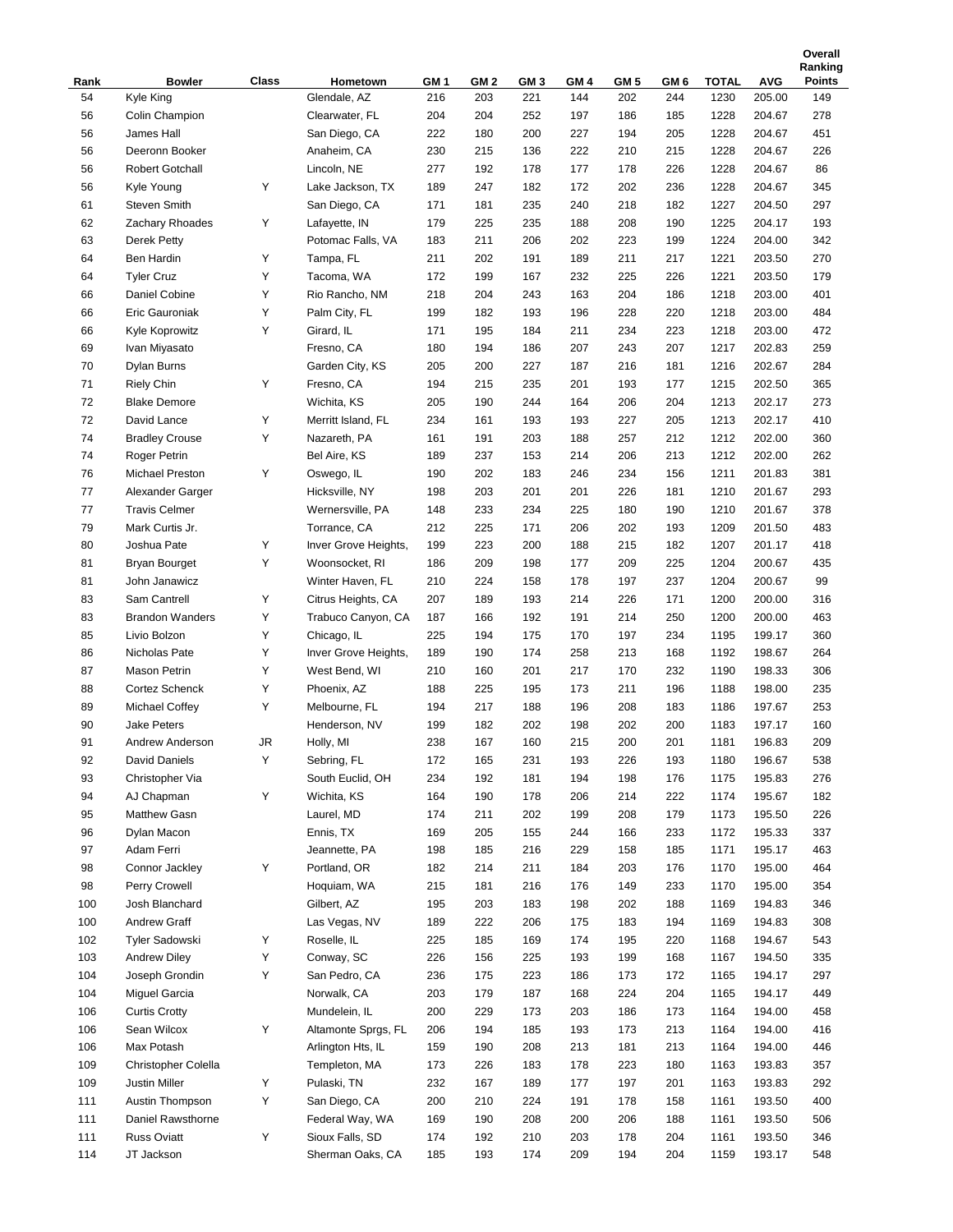| Rank | Bowler | Class | Hometown | GM 1 | GM 2 | GM 3 | GM 4 | GM 5 | GM 6 | TOTAL | AVG | Overall Ranking Points |
|---|---|---|---|---|---|---|---|---|---|---|---|---|
| 54 | Kyle King | | Glendale, AZ | 216 | 203 | 221 | 144 | 202 | 244 | 1230 | 205.00 | 149 |
| 56 | Colin Champion | | Clearwater, FL | 204 | 204 | 252 | 197 | 186 | 185 | 1228 | 204.67 | 278 |
| 56 | James Hall | | San Diego, CA | 222 | 180 | 200 | 227 | 194 | 205 | 1228 | 204.67 | 451 |
| 56 | Deeronn Booker | | Anaheim, CA | 230 | 215 | 136 | 222 | 210 | 215 | 1228 | 204.67 | 226 |
| 56 | Robert Gotchall | | Lincoln, NE | 277 | 192 | 178 | 177 | 178 | 226 | 1228 | 204.67 | 86 |
| 56 | Kyle Young | Y | Lake Jackson, TX | 189 | 247 | 182 | 172 | 202 | 236 | 1228 | 204.67 | 345 |
| 61 | Steven Smith | | San Diego, CA | 171 | 181 | 235 | 240 | 218 | 182 | 1227 | 204.50 | 297 |
| 62 | Zachary Rhoades | Y | Lafayette, IN | 179 | 225 | 235 | 188 | 208 | 190 | 1225 | 204.17 | 193 |
| 63 | Derek Petty | | Potomac Falls, VA | 183 | 211 | 206 | 202 | 223 | 199 | 1224 | 204.00 | 342 |
| 64 | Ben Hardin | Y | Tampa, FL | 211 | 202 | 191 | 189 | 211 | 217 | 1221 | 203.50 | 270 |
| 64 | Tyler Cruz | Y | Tacoma, WA | 172 | 199 | 167 | 232 | 225 | 226 | 1221 | 203.50 | 179 |
| 66 | Daniel Cobine | Y | Rio Rancho, NM | 218 | 204 | 243 | 163 | 204 | 186 | 1218 | 203.00 | 401 |
| 66 | Eric Gauroniak | Y | Palm City, FL | 199 | 182 | 193 | 196 | 228 | 220 | 1218 | 203.00 | 484 |
| 66 | Kyle Koprowitz | Y | Girard, IL | 171 | 195 | 184 | 211 | 234 | 223 | 1218 | 203.00 | 472 |
| 69 | Ivan Miyasato | | Fresno, CA | 180 | 194 | 186 | 207 | 243 | 207 | 1217 | 202.83 | 259 |
| 70 | Dylan Burns | | Garden City, KS | 205 | 200 | 227 | 187 | 216 | 181 | 1216 | 202.67 | 284 |
| 71 | Riely Chin | Y | Fresno, CA | 194 | 215 | 235 | 201 | 193 | 177 | 1215 | 202.50 | 365 |
| 72 | Blake Demore | | Wichita, KS | 205 | 190 | 244 | 164 | 206 | 204 | 1213 | 202.17 | 273 |
| 72 | David Lance | Y | Merritt Island, FL | 234 | 161 | 193 | 193 | 227 | 205 | 1213 | 202.17 | 410 |
| 74 | Bradley Crouse | Y | Nazareth, PA | 161 | 191 | 203 | 188 | 257 | 212 | 1212 | 202.00 | 360 |
| 74 | Roger Petrin | | Bel Aire, KS | 189 | 237 | 153 | 214 | 206 | 213 | 1212 | 202.00 | 262 |
| 76 | Michael Preston | Y | Oswego, IL | 190 | 202 | 183 | 246 | 234 | 156 | 1211 | 201.83 | 381 |
| 77 | Alexander Garger | | Hicksville, NY | 198 | 203 | 201 | 201 | 226 | 181 | 1210 | 201.67 | 293 |
| 77 | Travis Celmer | | Wernersville, PA | 148 | 233 | 234 | 225 | 180 | 190 | 1210 | 201.67 | 378 |
| 79 | Mark Curtis Jr. | | Torrance, CA | 212 | 225 | 171 | 206 | 202 | 193 | 1209 | 201.50 | 483 |
| 80 | Joshua Pate | Y | Inver Grove Heights, | 199 | 223 | 200 | 188 | 215 | 182 | 1207 | 201.17 | 418 |
| 81 | Bryan Bourget | Y | Woonsocket, RI | 186 | 209 | 198 | 177 | 209 | 225 | 1204 | 200.67 | 435 |
| 81 | John Janawicz | | Winter Haven, FL | 210 | 224 | 158 | 178 | 197 | 237 | 1204 | 200.67 | 99 |
| 83 | Sam Cantrell | Y | Citrus Heights, CA | 207 | 189 | 193 | 214 | 226 | 171 | 1200 | 200.00 | 316 |
| 83 | Brandon Wanders | Y | Trabuco Canyon, CA | 187 | 166 | 192 | 191 | 214 | 250 | 1200 | 200.00 | 463 |
| 85 | Livio Bolzon | Y | Chicago, IL | 225 | 194 | 175 | 170 | 197 | 234 | 1195 | 199.17 | 360 |
| 86 | Nicholas Pate | Y | Inver Grove Heights, | 189 | 190 | 174 | 258 | 213 | 168 | 1192 | 198.67 | 264 |
| 87 | Mason Petrin | Y | West Bend, WI | 210 | 160 | 201 | 217 | 170 | 232 | 1190 | 198.33 | 306 |
| 88 | Cortez Schenck | Y | Phoenix, AZ | 188 | 225 | 195 | 173 | 211 | 196 | 1188 | 198.00 | 235 |
| 89 | Michael Coffey | Y | Melbourne, FL | 194 | 217 | 188 | 196 | 208 | 183 | 1186 | 197.67 | 253 |
| 90 | Jake Peters | | Henderson, NV | 199 | 182 | 202 | 198 | 202 | 200 | 1183 | 197.17 | 160 |
| 91 | Andrew Anderson | JR | Holly, MI | 238 | 167 | 160 | 215 | 200 | 201 | 1181 | 196.83 | 209 |
| 92 | David Daniels | Y | Sebring, FL | 172 | 165 | 231 | 193 | 226 | 193 | 1180 | 196.67 | 538 |
| 93 | Christopher Via | | South Euclid, OH | 234 | 192 | 181 | 194 | 198 | 176 | 1175 | 195.83 | 276 |
| 94 | AJ Chapman | Y | Wichita, KS | 164 | 190 | 178 | 206 | 214 | 222 | 1174 | 195.67 | 182 |
| 95 | Matthew Gasn | | Laurel, MD | 174 | 211 | 202 | 199 | 208 | 179 | 1173 | 195.50 | 226 |
| 96 | Dylan Macon | | Ennis, TX | 169 | 205 | 155 | 244 | 166 | 233 | 1172 | 195.33 | 337 |
| 97 | Adam Ferri | | Jeannette, PA | 198 | 185 | 216 | 229 | 158 | 185 | 1171 | 195.17 | 463 |
| 98 | Connor Jackley | Y | Portland, OR | 182 | 214 | 211 | 184 | 203 | 176 | 1170 | 195.00 | 464 |
| 98 | Perry Crowell | | Hoquiam, WA | 215 | 181 | 216 | 176 | 149 | 233 | 1170 | 195.00 | 354 |
| 100 | Josh Blanchard | | Gilbert, AZ | 195 | 203 | 183 | 198 | 202 | 188 | 1169 | 194.83 | 346 |
| 100 | Andrew Graff | | Las Vegas, NV | 189 | 222 | 206 | 175 | 183 | 194 | 1169 | 194.83 | 308 |
| 102 | Tyler Sadowski | Y | Roselle, IL | 225 | 185 | 169 | 174 | 195 | 220 | 1168 | 194.67 | 543 |
| 103 | Andrew Diley | Y | Conway, SC | 226 | 156 | 225 | 193 | 199 | 168 | 1167 | 194.50 | 335 |
| 104 | Joseph Grondin | Y | San Pedro, CA | 236 | 175 | 223 | 186 | 173 | 172 | 1165 | 194.17 | 297 |
| 104 | Miguel Garcia | | Norwalk, CA | 203 | 179 | 187 | 168 | 224 | 204 | 1165 | 194.17 | 449 |
| 106 | Curtis Crotty | | Mundelein, IL | 200 | 229 | 173 | 203 | 186 | 173 | 1164 | 194.00 | 458 |
| 106 | Sean Wilcox | Y | Altamonte Sprgs, FL | 206 | 194 | 185 | 193 | 173 | 213 | 1164 | 194.00 | 416 |
| 106 | Max Potash | | Arlington Hts, IL | 159 | 190 | 208 | 213 | 181 | 213 | 1164 | 194.00 | 446 |
| 109 | Christopher Colella | | Templeton, MA | 173 | 226 | 183 | 178 | 223 | 180 | 1163 | 193.83 | 357 |
| 109 | Justin Miller | Y | Pulaski, TN | 232 | 167 | 189 | 177 | 197 | 201 | 1163 | 193.83 | 292 |
| 111 | Austin Thompson | Y | San Diego, CA | 200 | 210 | 224 | 191 | 178 | 158 | 1161 | 193.50 | 400 |
| 111 | Daniel Rawsthorne | | Federal Way, WA | 169 | 190 | 208 | 200 | 206 | 188 | 1161 | 193.50 | 506 |
| 111 | Russ Oviatt | Y | Sioux Falls, SD | 174 | 192 | 210 | 203 | 178 | 204 | 1161 | 193.50 | 346 |
| 114 | JT Jackson | | Sherman Oaks, CA | 185 | 193 | 174 | 209 | 194 | 204 | 1159 | 193.17 | 548 |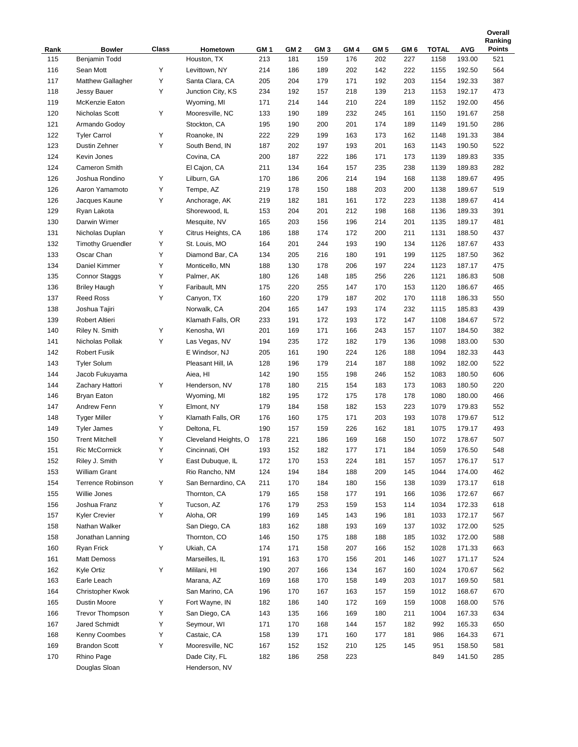| Rank | Bowler | Class | Hometown | GM 1 | GM 2 | GM 3 | GM 4 | GM 5 | GM 6 | TOTAL | AVG | Overall Ranking Points |
|---|---|---|---|---|---|---|---|---|---|---|---|---|
| 115 | Benjamin Todd | | Houston, TX | 213 | 181 | 159 | 176 | 202 | 227 | 1158 | 193.00 | 521 |
| 116 | Sean Mott | Y | Levittown, NY | 214 | 186 | 189 | 202 | 142 | 222 | 1155 | 192.50 | 564 |
| 117 | Matthew Gallagher | Y | Santa Clara, CA | 205 | 204 | 179 | 171 | 192 | 203 | 1154 | 192.33 | 387 |
| 118 | Jessy Bauer | Y | Junction City, KS | 234 | 192 | 157 | 218 | 139 | 213 | 1153 | 192.17 | 473 |
| 119 | McKenzie Eaton | | Wyoming, MI | 171 | 214 | 144 | 210 | 224 | 189 | 1152 | 192.00 | 456 |
| 120 | Nicholas Scott | Y | Mooresville, NC | 133 | 190 | 189 | 232 | 245 | 161 | 1150 | 191.67 | 258 |
| 121 | Armando Godoy | | Stockton, CA | 195 | 190 | 200 | 201 | 174 | 189 | 1149 | 191.50 | 286 |
| 122 | Tyler Carrol | Y | Roanoke, IN | 222 | 229 | 199 | 163 | 173 | 162 | 1148 | 191.33 | 384 |
| 123 | Dustin Zehner | Y | South Bend, IN | 187 | 202 | 197 | 193 | 201 | 163 | 1143 | 190.50 | 522 |
| 124 | Kevin Jones | | Covina, CA | 200 | 187 | 222 | 186 | 171 | 173 | 1139 | 189.83 | 335 |
| 124 | Cameron Smith | | El Cajon, CA | 211 | 134 | 164 | 157 | 235 | 238 | 1139 | 189.83 | 282 |
| 126 | Joshua Rondino | Y | Lilburn, GA | 170 | 186 | 206 | 214 | 194 | 168 | 1138 | 189.67 | 495 |
| 126 | Aaron Yamamoto | Y | Tempe, AZ | 219 | 178 | 150 | 188 | 203 | 200 | 1138 | 189.67 | 519 |
| 126 | Jacques Kaune | Y | Anchorage, AK | 219 | 182 | 181 | 161 | 172 | 223 | 1138 | 189.67 | 414 |
| 129 | Ryan Lakota | | Shorewood, IL | 153 | 204 | 201 | 212 | 198 | 168 | 1136 | 189.33 | 391 |
| 130 | Darwin Wimer | | Mesquite, NV | 165 | 203 | 156 | 196 | 214 | 201 | 1135 | 189.17 | 481 |
| 131 | Nicholas Duplan | Y | Citrus Heights, CA | 186 | 188 | 174 | 172 | 200 | 211 | 1131 | 188.50 | 437 |
| 132 | Timothy Gruendler | Y | St. Louis, MO | 164 | 201 | 244 | 193 | 190 | 134 | 1126 | 187.67 | 433 |
| 133 | Oscar Chan | Y | Diamond Bar, CA | 134 | 205 | 216 | 180 | 191 | 199 | 1125 | 187.50 | 362 |
| 134 | Daniel Kimmer | Y | Monticello, MN | 188 | 130 | 178 | 206 | 197 | 224 | 1123 | 187.17 | 475 |
| 135 | Connor Staggs | Y | Palmer, AK | 180 | 126 | 148 | 185 | 256 | 226 | 1121 | 186.83 | 508 |
| 136 | Briley Haugh | Y | Faribault, MN | 175 | 220 | 255 | 147 | 170 | 153 | 1120 | 186.67 | 465 |
| 137 | Reed Ross | Y | Canyon, TX | 160 | 220 | 179 | 187 | 202 | 170 | 1118 | 186.33 | 550 |
| 138 | Joshua Tajiri | | Norwalk, CA | 204 | 165 | 147 | 193 | 174 | 232 | 1115 | 185.83 | 439 |
| 139 | Robert Altieri | | Klamath Falls, OR | 233 | 191 | 172 | 193 | 172 | 147 | 1108 | 184.67 | 572 |
| 140 | Riley N. Smith | Y | Kenosha, WI | 201 | 169 | 171 | 166 | 243 | 157 | 1107 | 184.50 | 382 |
| 141 | Nicholas Pollak | Y | Las Vegas, NV | 194 | 235 | 172 | 182 | 179 | 136 | 1098 | 183.00 | 530 |
| 142 | Robert Fusik | | E Windsor, NJ | 205 | 161 | 190 | 224 | 126 | 188 | 1094 | 182.33 | 443 |
| 143 | Tyler Solum | | Pleasant Hill, IA | 128 | 196 | 179 | 214 | 187 | 188 | 1092 | 182.00 | 522 |
| 144 | Jacob Fukuyama | | Aiea, HI | 142 | 190 | 155 | 198 | 246 | 152 | 1083 | 180.50 | 606 |
| 144 | Zachary Hattori | Y | Henderson, NV | 178 | 180 | 215 | 154 | 183 | 173 | 1083 | 180.50 | 220 |
| 146 | Bryan Eaton | | Wyoming, MI | 182 | 195 | 172 | 175 | 178 | 178 | 1080 | 180.00 | 466 |
| 147 | Andrew Fenn | Y | Elmont, NY | 179 | 184 | 158 | 182 | 153 | 223 | 1079 | 179.83 | 552 |
| 148 | Tyger Miller | Y | Klamath Falls, OR | 176 | 160 | 175 | 171 | 203 | 193 | 1078 | 179.67 | 512 |
| 149 | Tyler James | Y | Deltona, FL | 190 | 157 | 159 | 226 | 162 | 181 | 1075 | 179.17 | 493 |
| 150 | Trent Mitchell | Y | Cleveland Heights, O | 178 | 221 | 186 | 169 | 168 | 150 | 1072 | 178.67 | 507 |
| 151 | Ric McCormick | Y | Cincinnati, OH | 193 | 152 | 182 | 177 | 171 | 184 | 1059 | 176.50 | 548 |
| 152 | Riley J. Smith | Y | East Dubuque, IL | 172 | 170 | 153 | 224 | 181 | 157 | 1057 | 176.17 | 517 |
| 153 | William Grant | | Rio Rancho, NM | 124 | 194 | 184 | 188 | 209 | 145 | 1044 | 174.00 | 462 |
| 154 | Terrence Robinson | Y | San Bernardino, CA | 211 | 170 | 184 | 180 | 156 | 138 | 1039 | 173.17 | 618 |
| 155 | Willie Jones | | Thornton, CA | 179 | 165 | 158 | 177 | 191 | 166 | 1036 | 172.67 | 667 |
| 156 | Joshua Franz | Y | Tucson, AZ | 176 | 179 | 253 | 159 | 153 | 114 | 1034 | 172.33 | 618 |
| 157 | Kyler Crevier | Y | Aloha, OR | 199 | 169 | 145 | 143 | 196 | 181 | 1033 | 172.17 | 567 |
| 158 | Nathan Walker | | San Diego, CA | 183 | 162 | 188 | 193 | 169 | 137 | 1032 | 172.00 | 525 |
| 158 | Jonathan Lanning | | Thornton, CO | 146 | 150 | 175 | 188 | 188 | 185 | 1032 | 172.00 | 588 |
| 160 | Ryan Frick | Y | Ukiah, CA | 174 | 171 | 158 | 207 | 166 | 152 | 1028 | 171.33 | 663 |
| 161 | Matt Demoss | | Marseilles, IL | 191 | 163 | 170 | 156 | 201 | 146 | 1027 | 171.17 | 524 |
| 162 | Kyle Ortiz | Y | Mililani, HI | 190 | 207 | 166 | 134 | 167 | 160 | 1024 | 170.67 | 562 |
| 163 | Earle Leach | | Marana, AZ | 169 | 168 | 170 | 158 | 149 | 203 | 1017 | 169.50 | 581 |
| 164 | Christopher Kwok | | San Marino, CA | 196 | 170 | 167 | 163 | 157 | 159 | 1012 | 168.67 | 670 |
| 165 | Dustin Moore | Y | Fort Wayne, IN | 182 | 186 | 140 | 172 | 169 | 159 | 1008 | 168.00 | 576 |
| 166 | Trevor Thompson | Y | San Diego, CA | 143 | 135 | 166 | 169 | 180 | 211 | 1004 | 167.33 | 634 |
| 167 | Jared Schmidt | Y | Seymour, WI | 171 | 170 | 168 | 144 | 157 | 182 | 992 | 165.33 | 650 |
| 168 | Kenny Coombes | Y | Castaic, CA | 158 | 139 | 171 | 160 | 177 | 181 | 986 | 164.33 | 671 |
| 169 | Brandon Scott | Y | Mooresville, NC | 167 | 152 | 152 | 210 | 125 | 145 | 951 | 158.50 | 581 |
| 170 | Rhino Page | | Dade City, FL | 182 | 186 | 258 | 223 | | | 849 | 141.50 | 285 |
| | Douglas Sloan | | Henderson, NV | | | | | | | | | |